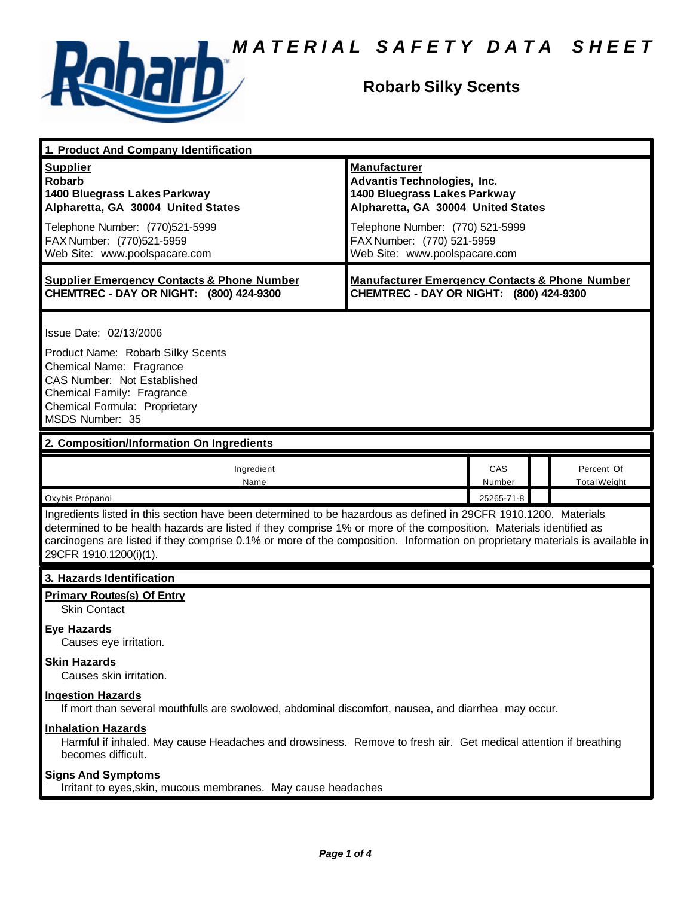# MATERIAL SAFETY DATA SHEET

## Robarb Silky Scents

### 1. Product And Company Identification

| **Supplier** | **Manufacturer** |
|---|---|
| **Robarb**<br>**1400 Bluegrass Lakes Parkway**<br>**Alpharetta, GA 30004 United States** | **Advantis Technologies, Inc.**<br>**1400 Bluegrass Lakes Parkway**<br>**Alpharetta, GA 30004 United States** |
| Telephone Number: (770)521-5999<br>FAX Number: (770)521-5959<br>Web Site: www.poolspacare.com | Telephone Number: (770) 521-5999<br>FAX Number: (770) 521-5959<br>Web Site: www.poolspacare.com |
| **Supplier Emergency Contacts & Phone Number**<br>**CHEMTREC - DAY OR NIGHT: (800) 424-9300** | **Manufacturer Emergency Contacts & Phone Number**<br>**CHEMTREC - DAY OR NIGHT: (800) 424-9300** |

Issue Date: 02/13/2006

Product Name: Robarb Silky Scents
Chemical Name: Fragrance
CAS Number: Not Established
Chemical Family: Fragrance
Chemical Formula: Proprietary
MSDS Number: 35

### 2. Composition/Information On Ingredients

| Ingredient Name | CAS Number | | Percent Of Total Weight |
|---|---|---|---|
| Oxybis Propanol | 25265-71-8 | | |

Ingredients listed in this section have been determined to be hazardous as defined in 29CFR 1910.1200. Materials determined to be health hazards are listed if they comprise 1% or more of the composition. Materials identified as carcinogens are listed if they comprise 0.1% or more of the composition. Information on proprietary materials is available in 29CFR 1910.1200(i)(1).

### 3. Hazards Identification

**Primary Routes(s) Of Entry**
Skin Contact

**Eye Hazards**
Causes eye irritation.

**Skin Hazards**
Causes skin irritation.

**Ingestion Hazards**
If mort than several mouthfulls are swolowed, abdominal discomfort, nausea, and diarrhea may occur.

**Inhalation Hazards**
Harmful if inhaled. May cause Headaches and drowsiness. Remove to fresh air. Get medical attention if breathing becomes difficult.

**Signs And Symptoms**
Irritant to eyes,skin, mucous membranes. May cause headaches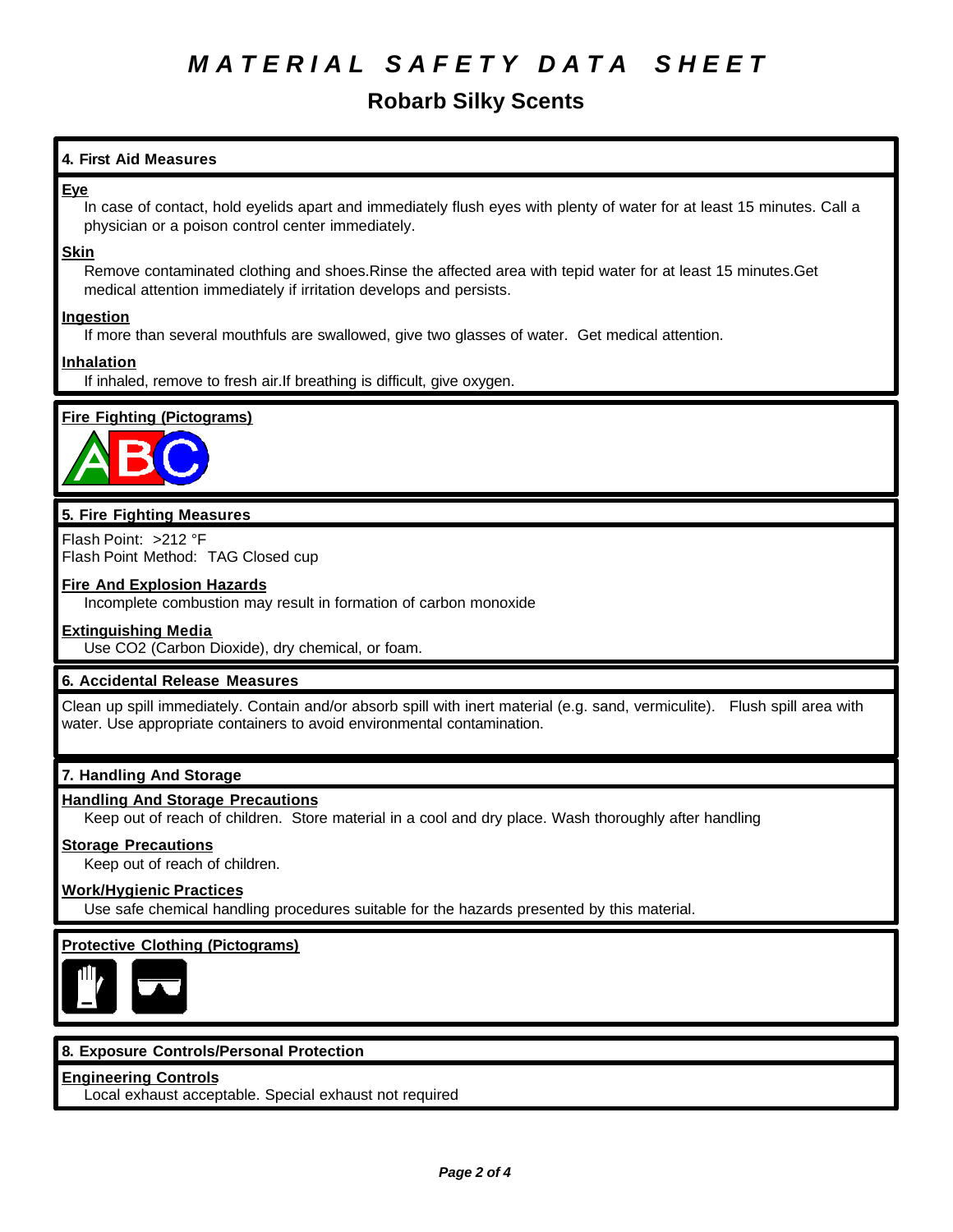# MATERIAL SAFETY DATA SHEET

## Robarb Silky Scents

### 4. First Aid Measures

**Eye**

In case of contact, hold eyelids apart and immediately flush eyes with plenty of water for at least 15 minutes. Call a physician or a poison control center immediately.

**Skin**

Remove contaminated clothing and shoes.Rinse the affected area with tepid water for at least 15 minutes.Get medical attention immediately if irritation develops and persists.

**Ingestion**

If more than several mouthfuls are swallowed, give two glasses of water. Get medical attention.

**Inhalation**

If inhaled, remove to fresh air.If breathing is difficult, give oxygen.

**Fire Fighting (Pictograms)**

### 5. Fire Fighting Measures

Flash Point: >212 °F
Flash Point Method: TAG Closed cup

**Fire And Explosion Hazards**

Incomplete combustion may result in formation of carbon monoxide

**Extinguishing Media**

Use $CO_2$ (Carbon Dioxide), dry chemical, or foam.

### 6. Accidental Release Measures

Clean up spill immediately. Contain and/or absorb spill with inert material (e.g. sand, vermiculite). Flush spill area with water. Use appropriate containers to avoid environmental contamination.

### 7. Handling And Storage

**Handling And Storage Precautions**

Keep out of reach of children. Store material in a cool and dry place. Wash thoroughly after handling

**Storage Precautions**

Keep out of reach of children.

**Work/Hygienic Practices**

Use safe chemical handling procedures suitable for the hazards presented by this material.

**Protective Clothing (Pictograms)**

### 8. Exposure Controls/Personal Protection

**Engineering Controls**

Local exhaust acceptable. Special exhaust not required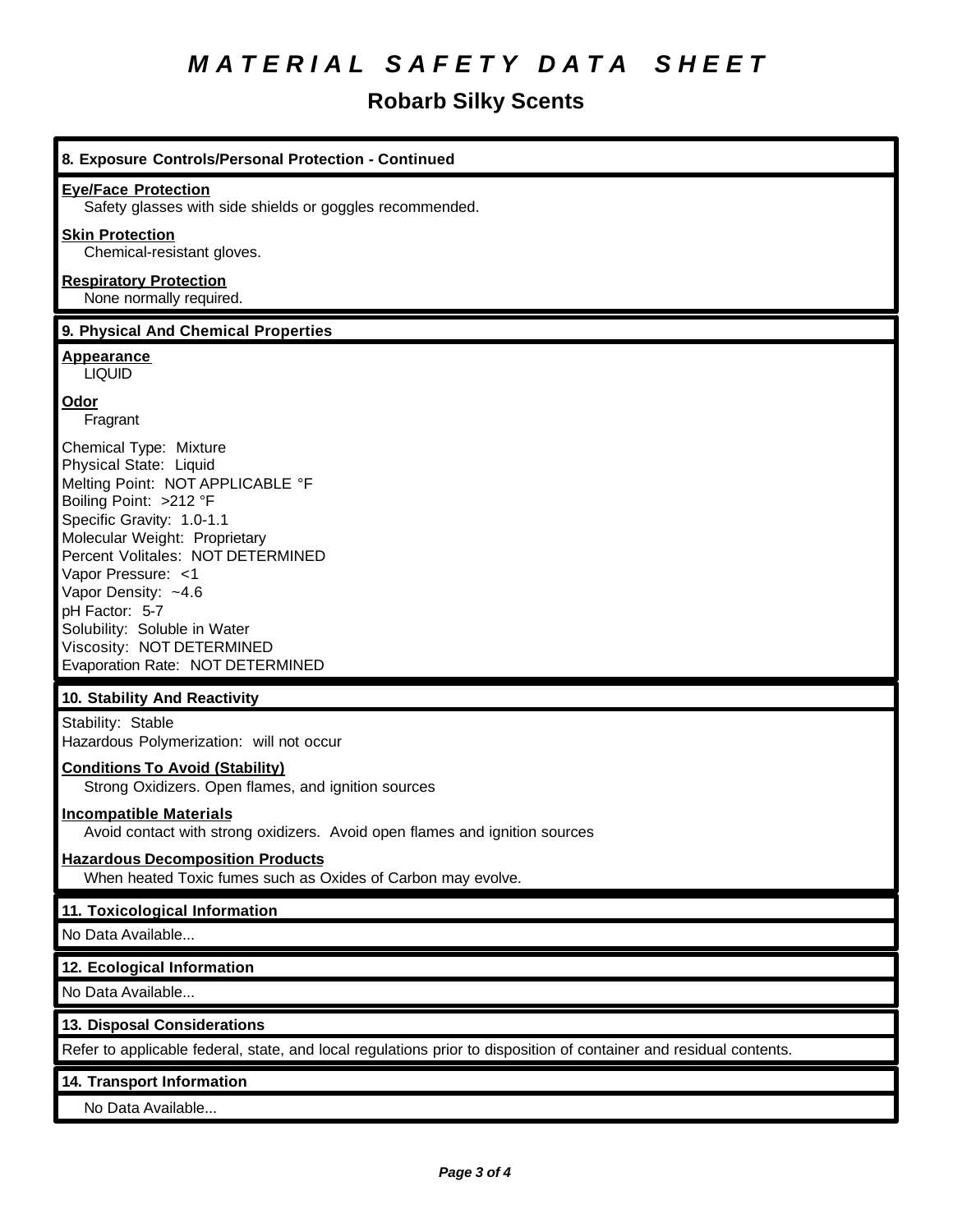# MATERIAL SAFETY DATA SHEET

## Robarb Silky Scents

### 8. Exposure Controls/Personal Protection - Continued

**Eye/Face Protection**

Safety glasses with side shields or goggles recommended.

**Skin Protection**

Chemical-resistant gloves.

**Respiratory Protection**

None normally required.

### 9. Physical And Chemical Properties

**Appearance**

LIQUID

**Odor**

Fragrant

Chemical Type: Mixture
Physical State: Liquid
Melting Point: NOT APPLICABLE °F
Boiling Point: >212 °F
Specific Gravity: 1.0-1.1
Molecular Weight: Proprietary
Percent Volitales: NOT DETERMINED
Vapor Pressure: <1
Vapor Density: ~4.6
pH Factor: 5-7
Solubility: Soluble in Water
Viscosity: NOT DETERMINED
Evaporation Rate: NOT DETERMINED

### 10. Stability And Reactivity

Stability: Stable
Hazardous Polymerization: will not occur

**Conditions To Avoid (Stability)**

Strong Oxidizers. Open flames, and ignition sources

**Incompatible Materials**

Avoid contact with strong oxidizers. Avoid open flames and ignition sources

**Hazardous Decomposition Products**

When heated Toxic fumes such as Oxides of Carbon may evolve.

### 11. Toxicological Information

No Data Available...

### 12. Ecological Information

No Data Available...

### 13. Disposal Considerations

Refer to applicable federal, state, and local regulations prior to disposition of container and residual contents.

### 14. Transport Information

No Data Available...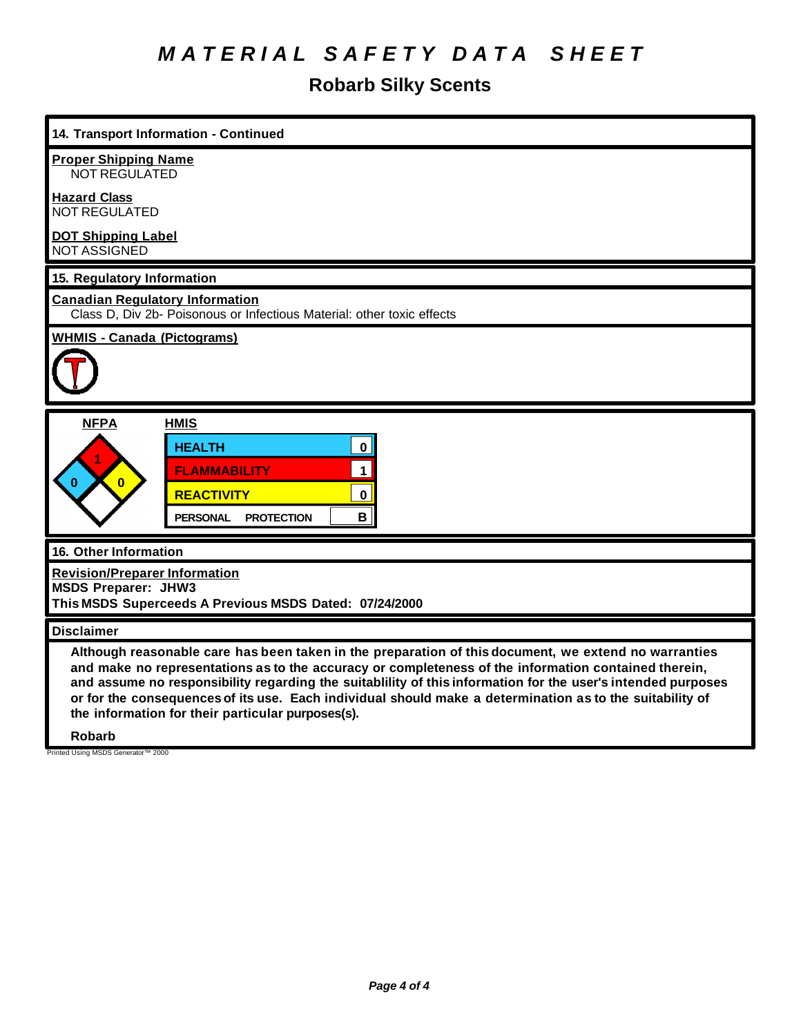# MATERIAL SAFETY DATA SHEET

## Robarb Silky Scents

### 14. Transport Information - Continued

**Proper Shipping Name**
NOT REGULATED

**Hazard Class**
NOT REGULATED

**DOT Shipping Label**
NOT ASSIGNED

### 15. Regulatory Information

**Canadian Regulatory Information**
Class D, Div 2b- Poisonous or Infectious Material: other toxic effects

**WHMIS - Canada (Pictograms)**

**NFPA**

1

0 0

**HMIS**

| | |
|---|---|
| HEALTH | 0 |
| FLAMMABILITY | 1 |
| REACTIVITY | 0 |
| PERSONAL PROTECTION | B |

### 16. Other Information

**Revision/Preparer Information**
**MSDS Preparer: JHW3**
**This MSDS Superceeds A Previous MSDS Dated: 07/24/2000**

### Disclaimer

**Although reasonable care has been taken in the preparation of this document, we extend no warranties and make no representations as to the accuracy or completeness of the information contained therein, and assume no responsibility regarding the suitablility of this information for the user's intended purposes or for the consequences of its use. Each individual should make a determination as to the suitability of the information for their particular purposes(s).**

**Robarb**

Printed Using MSDS Generator™ 2000